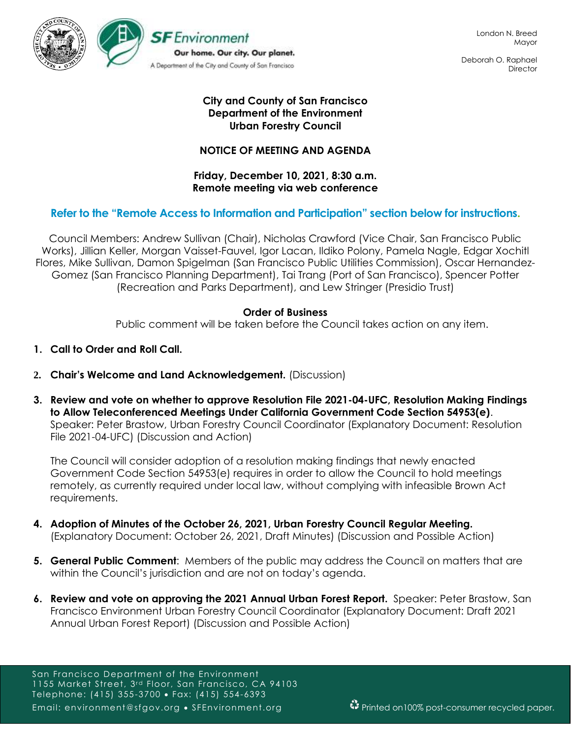SF Environment
Our home. Our city. Our planet.
A Department of the City and County of San Francisco

London N. Breed
Mayor

Deborah O. Raphael
Director

# City and County of San Francisco
# Department of the Environment
# Urban Forestry Council

## NOTICE OF MEETING AND AGENDA

**Friday, December 10, 2021, 8:30 a.m.**
**Remote meeting via web conference**

**Refer to the "Remote Access to Information and Participation" section below for instructions.**

Council Members: Andrew Sullivan (Chair), Nicholas Crawford (Vice Chair, San Francisco Public Works), Jillian Keller, Morgan Vaisset-Fauvel, Igor Lacan, Ildiko Polony, Pamela Nagle, Edgar Xochitl Flores, Mike Sullivan, Damon Spigelman (San Francisco Public Utilities Commission), Oscar Hernandez-Gomez (San Francisco Planning Department), Tai Trang (Port of San Francisco), Spencer Potter (Recreation and Parks Department), and Lew Stringer (Presidio Trust)

### Order of Business

Public comment will be taken before the Council takes action on any item.

1. **Call to Order and Roll Call.**

2. **Chair's Welcome and Land Acknowledgement.** (Discussion)

3. **Review and vote on whether to approve Resolution File 2021-04-UFC, Resolution Making Findings to Allow Teleconferenced Meetings Under California Government Code Section 54953(e)**. Speaker: Peter Brastow, Urban Forestry Council Coordinator (Explanatory Document: Resolution File 2021-04-UFC) (Discussion and Action)

   The Council will consider adoption of a resolution making findings that newly enacted Government Code Section 54953(e) requires in order to allow the Council to hold meetings remotely, as currently required under local law, without complying with infeasible Brown Act requirements.

4. **Adoption of Minutes of the October 26, 2021, Urban Forestry Council Regular Meeting.** (Explanatory Document: October 26, 2021, Draft Minutes) (Discussion and Possible Action)

5. **General Public Comment**: Members of the public may address the Council on matters that are within the Council's jurisdiction and are not on today's agenda.

6. **Review and vote on approving the 2021 Annual Urban Forest Report.** Speaker: Peter Brastow, San Francisco Environment Urban Forestry Council Coordinator (Explanatory Document: Draft 2021 Annual Urban Forest Report) (Discussion and Possible Action)

San Francisco Department of the Environment
1155 Market Street, 3rd Floor, San Francisco, CA 94103
Telephone: (415) 355-3700 • Fax: (415) 554-6393
Email: environment@sfgov.org • SFEnvironment.org

Printed on100% post-consumer recycled paper.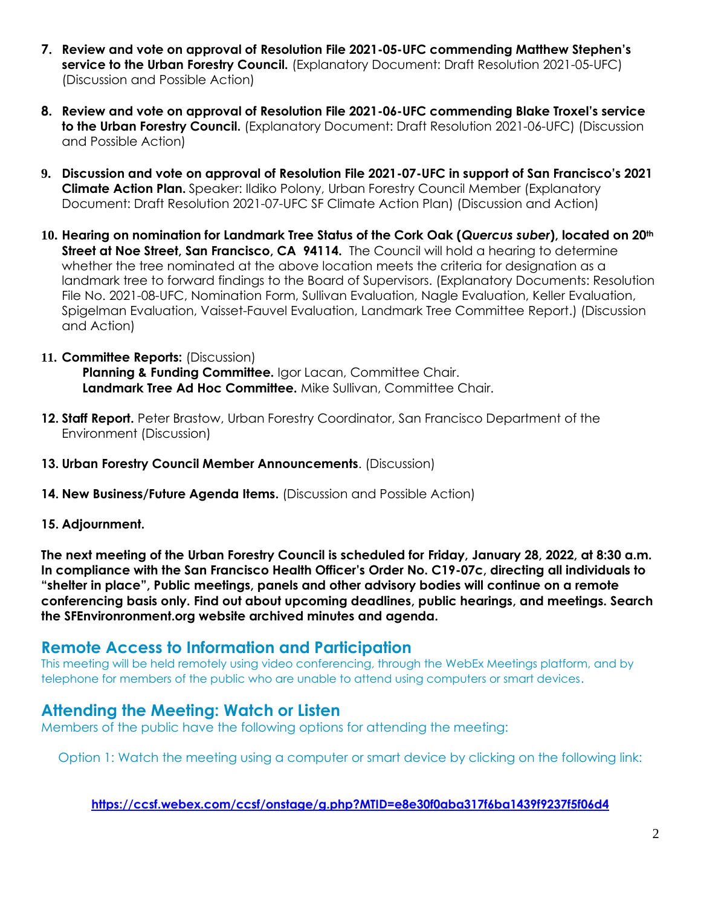7. **Review and vote on approval of Resolution File 2021-05-UFC commending Matthew Stephen's service to the Urban Forestry Council.** (Explanatory Document: Draft Resolution 2021-05-UFC) (Discussion and Possible Action)

8. **Review and vote on approval of Resolution File 2021-06-UFC commending Blake Troxel's service to the Urban Forestry Council.** (Explanatory Document: Draft Resolution 2021-06-UFC) (Discussion and Possible Action)

9. **Discussion and vote on approval of Resolution File 2021-07-UFC in support of San Francisco's 2021 Climate Action Plan.** Speaker: Ildiko Polony, Urban Forestry Council Member (Explanatory Document: Draft Resolution 2021-07-UFC SF Climate Action Plan) (Discussion and Action)

10. **Hearing on nomination for Landmark Tree Status of the Cork Oak (*Quercus suber*), located on 20th Street at Noe Street, San Francisco, CA 94114.** The Council will hold a hearing to determine whether the tree nominated at the above location meets the criteria for designation as a landmark tree to forward findings to the Board of Supervisors. (Explanatory Documents: Resolution File No. 2021-08-UFC, Nomination Form, Sullivan Evaluation, Nagle Evaluation, Keller Evaluation, Spigelman Evaluation, Vaisset-Fauvel Evaluation, Landmark Tree Committee Report.) (Discussion and Action)

11. **Committee Reports:** (Discussion)
    **Planning & Funding Committee.** Igor Lacan, Committee Chair.
    **Landmark Tree Ad Hoc Committee.** Mike Sullivan, Committee Chair.

12. **Staff Report.** Peter Brastow, Urban Forestry Coordinator, San Francisco Department of the Environment (Discussion)

13. **Urban Forestry Council Member Announcements**. (Discussion)

14. **New Business/Future Agenda Items.** (Discussion and Possible Action)

15. **Adjournment.**

**The next meeting of the Urban Forestry Council is scheduled for Friday, January 28, 2022, at 8:30 a.m. In compliance with the San Francisco Health Officer's Order No. C19-07c, directing all individuals to "shelter in place", Public meetings, panels and other advisory bodies will continue on a remote conferencing basis only. Find out about upcoming deadlines, public hearings, and meetings. Search the SFEnvironronment.org website archived minutes and agenda.**

## Remote Access to Information and Participation

This meeting will be held remotely using video conferencing, through the WebEx Meetings platform, and by telephone for members of the public who are unable to attend using computers or smart devices.

## Attending the Meeting: Watch or Listen

Members of the public have the following options for attending the meeting:

Option 1: Watch the meeting using a computer or smart device by clicking on the following link:

**https://ccsf.webex.com/ccsf/onstage/g.php?MTID=e8e30f0aba317f6ba1439f9237f5f06d4**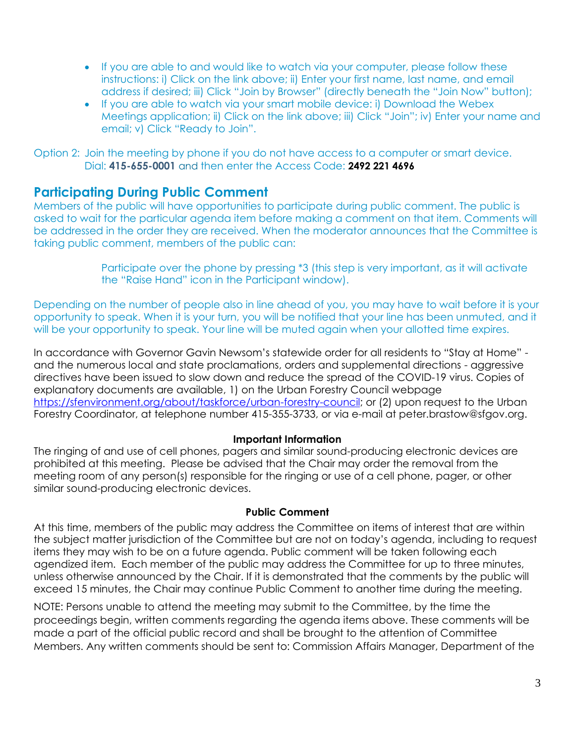- If you are able to and would like to watch via your computer, please follow these instructions: i) Click on the link above; ii) Enter your first name, last name, and email address if desired; iii) Click "Join by Browser" (directly beneath the "Join Now" button);
- If you are able to watch via your smart mobile device: i) Download the Webex Meetings application; ii) Click on the link above; iii) Click "Join"; iv) Enter your name and email; v) Click "Ready to Join".

Option 2: Join the meeting by phone if you do not have access to a computer or smart device. Dial: **415-655-0001** and then enter the Access Code: **2492 221 4696**

## Participating During Public Comment

Members of the public will have opportunities to participate during public comment. The public is asked to wait for the particular agenda item before making a comment on that item. Comments will be addressed in the order they are received. When the moderator announces that the Committee is taking public comment, members of the public can:

> Participate over the phone by pressing *3 (this step is very important, as it will activate the "Raise Hand" icon in the Participant window).

Depending on the number of people also in line ahead of you, you may have to wait before it is your opportunity to speak. When it is your turn, you will be notified that your line has been unmuted, and it will be your opportunity to speak. Your line will be muted again when your allotted time expires.

In accordance with Governor Gavin Newsom's statewide order for all residents to "Stay at Home" - and the numerous local and state proclamations, orders and supplemental directions - aggressive directives have been issued to slow down and reduce the spread of the COVID-19 virus. Copies of explanatory documents are available, 1) on the Urban Forestry Council webpage https://sfenvironment.org/about/taskforce/urban-forestry-council; or (2) upon request to the Urban Forestry Coordinator, at telephone number 415-355-3733, or via e-mail at peter.brastow@sfgov.org.

**Important Information**

The ringing of and use of cell phones, pagers and similar sound-producing electronic devices are prohibited at this meeting. Please be advised that the Chair may order the removal from the meeting room of any person(s) responsible for the ringing or use of a cell phone, pager, or other similar sound-producing electronic devices.

**Public Comment**

At this time, members of the public may address the Committee on items of interest that are within the subject matter jurisdiction of the Committee but are not on today's agenda, including to request items they may wish to be on a future agenda. Public comment will be taken following each agendized item. Each member of the public may address the Committee for up to three minutes, unless otherwise announced by the Chair. If it is demonstrated that the comments by the public will exceed 15 minutes, the Chair may continue Public Comment to another time during the meeting.

NOTE: Persons unable to attend the meeting may submit to the Committee, by the time the proceedings begin, written comments regarding the agenda items above. These comments will be made a part of the official public record and shall be brought to the attention of Committee Members. Any written comments should be sent to: Commission Affairs Manager, Department of the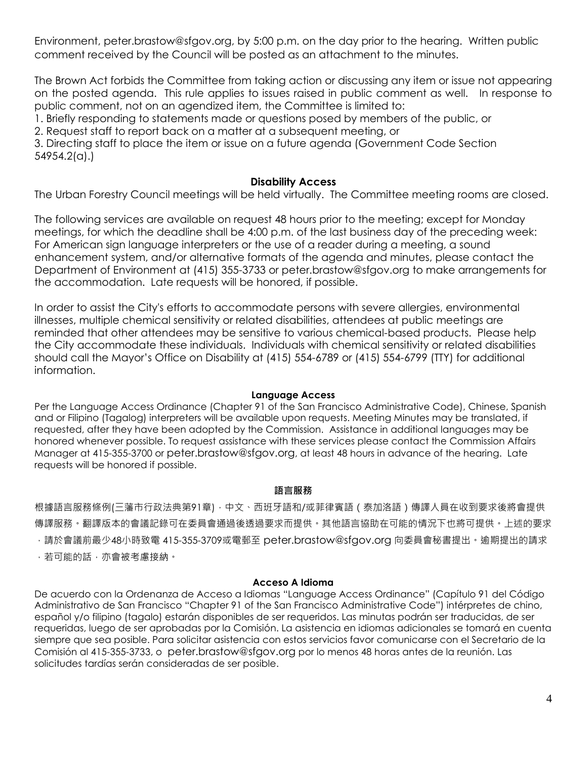Environment, peter.brastow@sfgov.org, by 5:00 p.m. on the day prior to the hearing. Written public comment received by the Council will be posted as an attachment to the minutes.

The Brown Act forbids the Committee from taking action or discussing any item or issue not appearing on the posted agenda. This rule applies to issues raised in public comment as well. In response to public comment, not on an agendized item, the Committee is limited to:

1. Briefly responding to statements made or questions posed by members of the public, or
2. Request staff to report back on a matter at a subsequent meeting, or
3. Directing staff to place the item or issue on a future agenda (Government Code Section 54954.2(a).)

**Disability Access**

The Urban Forestry Council meetings will be held virtually. The Committee meeting rooms are closed.

The following services are available on request 48 hours prior to the meeting; except for Monday meetings, for which the deadline shall be 4:00 p.m. of the last business day of the preceding week: For American sign language interpreters or the use of a reader during a meeting, a sound enhancement system, and/or alternative formats of the agenda and minutes, please contact the Department of Environment at (415) 355-3733 or peter.brastow@sfgov.org to make arrangements for the accommodation. Late requests will be honored, if possible.

In order to assist the City's efforts to accommodate persons with severe allergies, environmental illnesses, multiple chemical sensitivity or related disabilities, attendees at public meetings are reminded that other attendees may be sensitive to various chemical-based products. Please help the City accommodate these individuals. Individuals with chemical sensitivity or related disabilities should call the Mayor's Office on Disability at (415) 554-6789 or (415) 554-6799 (TTY) for additional information.

**Language Access**

Per the Language Access Ordinance (Chapter 91 of the San Francisco Administrative Code), Chinese, Spanish and or Filipino (Tagalog) interpreters will be available upon requests. Meeting Minutes may be translated, if requested, after they have been adopted by the Commission. Assistance in additional languages may be honored whenever possible. To request assistance with these services please contact the Commission Affairs Manager at 415-355-3700 or peter.brastow@sfgov.org, at least 48 hours in advance of the hearing. Late requests will be honored if possible.

**語言服務**

根據語言服務條例(三藩市行政法典第91章)，中文、西班牙語和/或菲律賓語（泰加洛語）傳譯人員在收到要求後將會提供傳譯服務。翻譯版本的會議記錄可在委員會通過後透過要求而提供。其他語言協助在可能的情況下也將可提供。上述的要求，請於會議前最少48小時致電 415-355-3709或電郵至 peter.brastow@sfgov.org 向委員會秘書提出。逾期提出的請求，若可能的話，亦會被考慮接納。

**Acceso A Idioma**

De acuerdo con la Ordenanza de Acceso a Idiomas "Language Access Ordinance" (Capítulo 91 del Código Administrativo de San Francisco "Chapter 91 of the San Francisco Administrative Code") intérpretes de chino, español y/o filipino (tagalo) estarán disponibles de ser requeridos. Las minutas podrán ser traducidas, de ser requeridas, luego de ser aprobadas por la Comisión. La asistencia en idiomas adicionales se tomará en cuenta siempre que sea posible. Para solicitar asistencia con estos servicios favor comunicarse con el Secretario de la Comisión al 415-355-3733, o peter.brastow@sfgov.org por lo menos 48 horas antes de la reunión. Las solicitudes tardías serán consideradas de ser posible.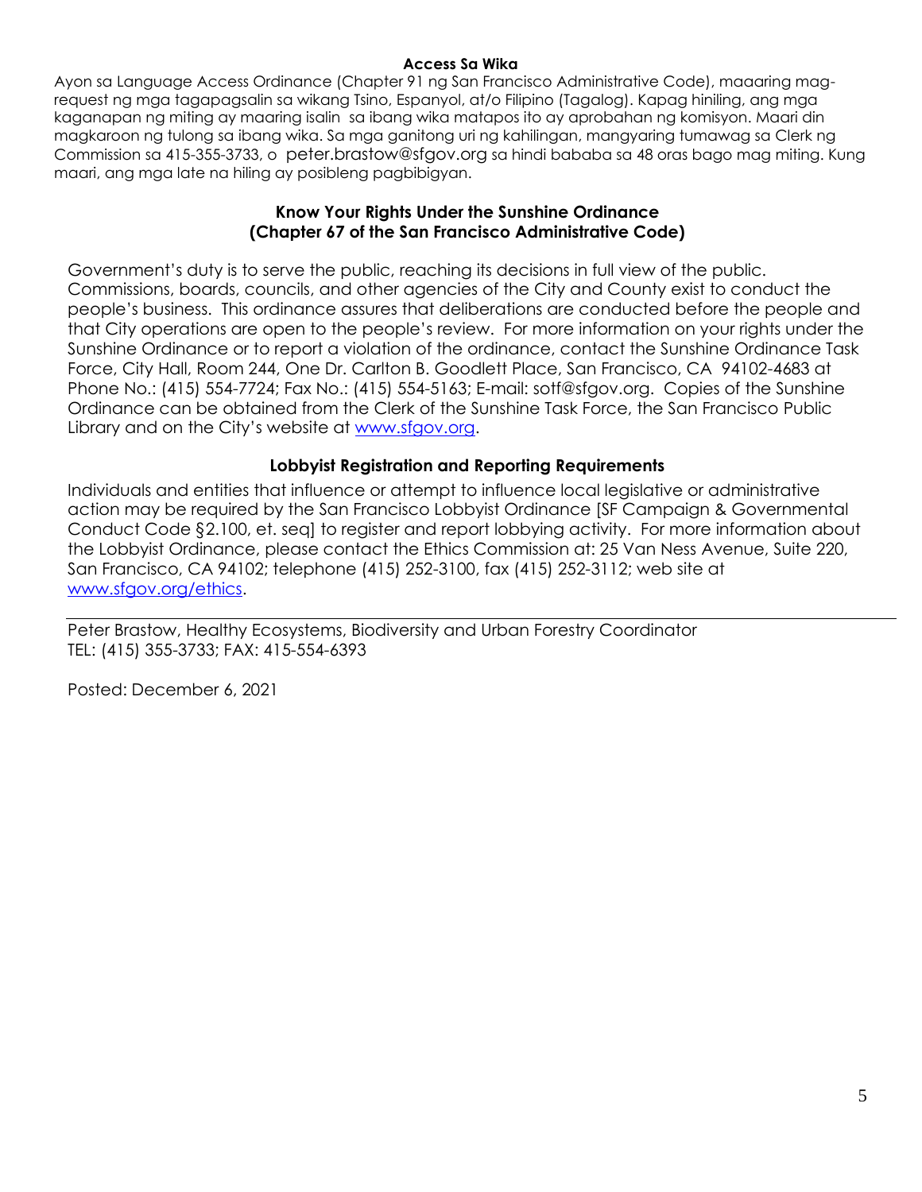**Access Sa Wika**

Ayon sa Language Access Ordinance (Chapter 91 ng San Francisco Administrative Code), maaaring mag-request ng mga tagapagsalin sa wikang Tsino, Espanyol, at/o Filipino (Tagalog). Kapag hiniling, ang mga kaganapan ng miting ay maaring isalin sa ibang wika matapos ito ay aprobahan ng komisyon. Maari din magkaroon ng tulong sa ibang wika. Sa mga ganitong uri ng kahilingan, mangyaring tumawag sa Clerk ng Commission sa 415-355-3733, o peter.brastow@sfgov.org sa hindi bababa sa 48 oras bago mag miting. Kung maari, ang mga late na hiling ay posibleng pagbibigyan.

**Know Your Rights Under the Sunshine Ordinance**
**(Chapter 67 of the San Francisco Administrative Code)**

Government's duty is to serve the public, reaching its decisions in full view of the public. Commissions, boards, councils, and other agencies of the City and County exist to conduct the people's business. This ordinance assures that deliberations are conducted before the people and that City operations are open to the people's review. For more information on your rights under the Sunshine Ordinance or to report a violation of the ordinance, contact the Sunshine Ordinance Task Force, City Hall, Room 244, One Dr. Carlton B. Goodlett Place, San Francisco, CA 94102-4683 at Phone No.: (415) 554-7724; Fax No.: (415) 554-5163; E-mail: sotf@sfgov.org. Copies of the Sunshine Ordinance can be obtained from the Clerk of the Sunshine Task Force, the San Francisco Public Library and on the City's website at www.sfgov.org.

**Lobbyist Registration and Reporting Requirements**

Individuals and entities that influence or attempt to influence local legislative or administrative action may be required by the San Francisco Lobbyist Ordinance [SF Campaign & Governmental Conduct Code §2.100, et. seq] to register and report lobbying activity. For more information about the Lobbyist Ordinance, please contact the Ethics Commission at: 25 Van Ness Avenue, Suite 220, San Francisco, CA 94102; telephone (415) 252-3100, fax (415) 252-3112; web site at www.sfgov.org/ethics.

---

Peter Brastow, Healthy Ecosystems, Biodiversity and Urban Forestry Coordinator
TEL: (415) 355-3733; FAX: 415-554-6393

Posted: December 6, 2021